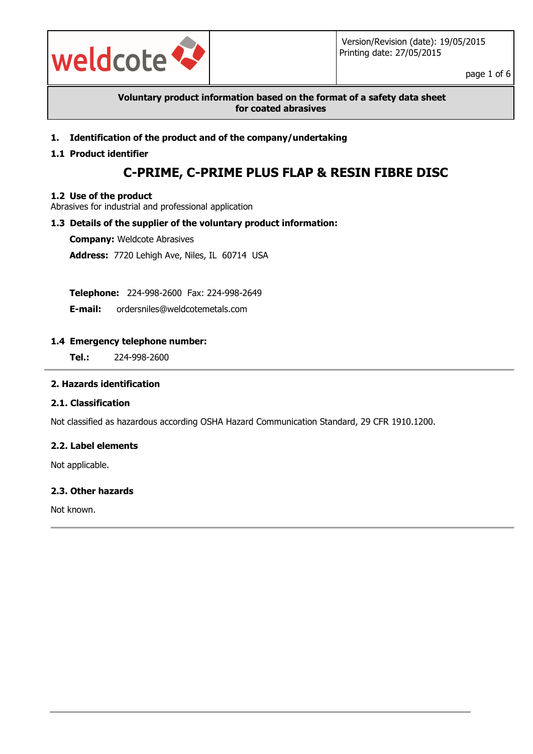Version/Revision (date): 19/05/2015
Printing date: 27/05/2015

**Voluntary product information based on the format of a safety data sheet for coated abrasives**

## 1. Identification of the product and of the company/undertaking

### 1.1 Product identifier

# C-PRIME, C-PRIME PLUS FLAP & RESIN FIBRE DISC

### 1.2 Use of the product

Abrasives for industrial and professional application

### 1.3 Details of the supplier of the voluntary product information:

**Company:** Weldcote Abrasives

**Address:** 7720 Lehigh Ave, Niles, IL 60714 USA

**Telephone:** 224-998-2600 Fax: 224-998-2649

**E-mail:** ordersniles@weldcotemetals.com

### 1.4 Emergency telephone number:

**Tel.:** 224-998-2600

## 2. Hazards identification

### 2.1. Classification

Not classified as hazardous according OSHA Hazard Communication Standard, 29 CFR 1910.1200.

### 2.2. Label elements

Not applicable.

### 2.3. Other hazards

Not known.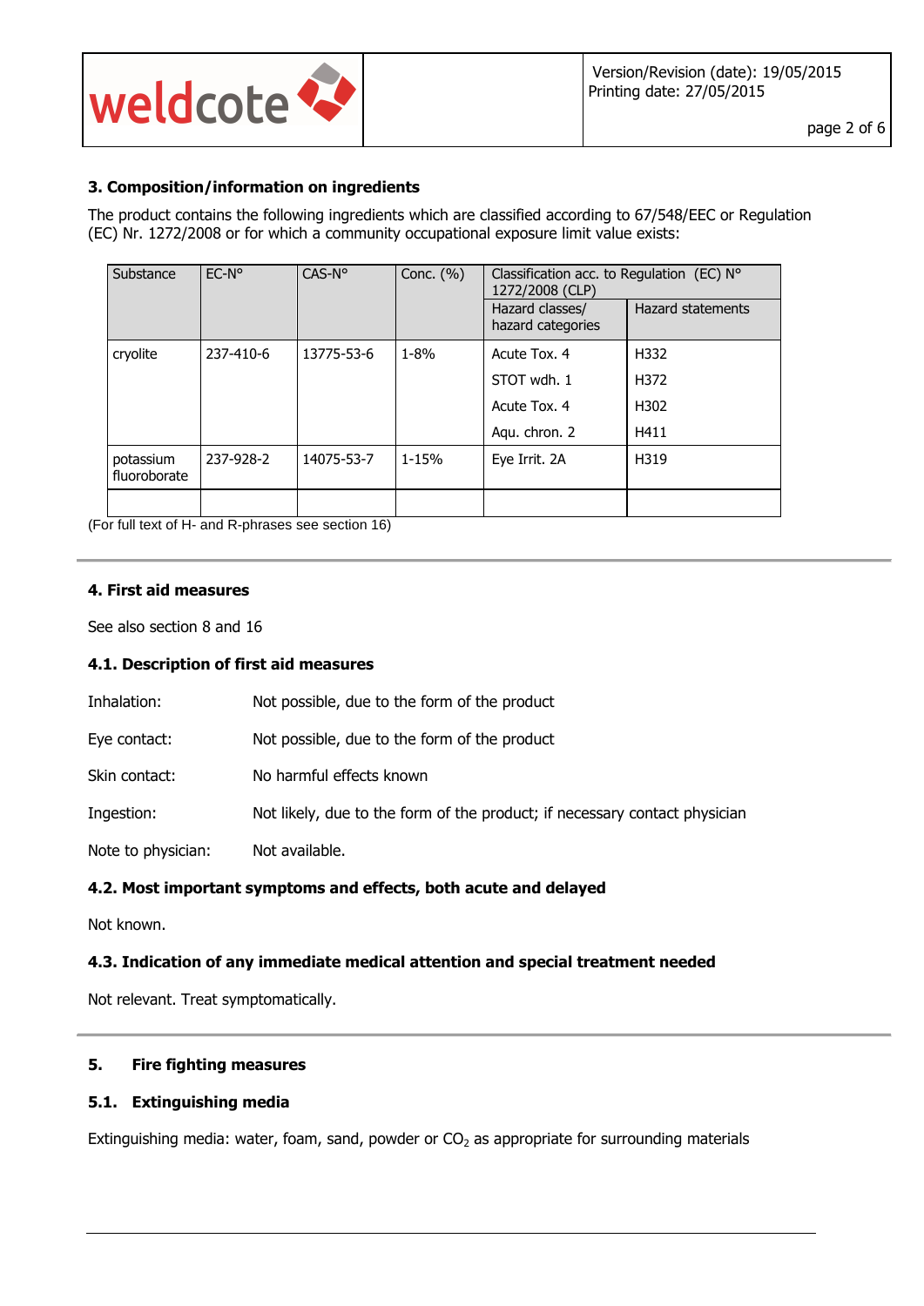## 3. Composition/information on ingredients

The product contains the following ingredients which are classified according to 67/548/EEC or Regulation (EC) Nr. 1272/2008 or for which a community occupational exposure limit value exists:

| Substance | EC-N° | CAS-N° | Conc. (%) | Classification acc. to Regulation (EC) N° 1272/2008 (CLP) | |
|---|---|---|---|---|---|
| | | | | Hazard classes/ hazard categories | Hazard statements |
| cryolite | 237-410-6 | 13775-53-6 | 1-8% | Acute Tox. 4 | H332 |
| | | | | STOT wdh. 1 | H372 |
| | | | | Acute Tox. 4 | H302 |
| | | | | Aqu. chron. 2 | H411 |
| potassium fluoroborate | 237-928-2 | 14075-53-7 | 1-15% | Eye Irrit. 2A | H319 |
| | | | | | |

(For full text of H- and R-phrases see section 16)

## 4. First aid measures

See also section 8 and 16

### 4.1. Description of first aid measures

Inhalation: Not possible, due to the form of the product

Eye contact: Not possible, due to the form of the product

Skin contact: No harmful effects known

Ingestion: Not likely, due to the form of the product; if necessary contact physician

Note to physician: Not available.

### 4.2. Most important symptoms and effects, both acute and delayed

Not known.

### 4.3. Indication of any immediate medical attention and special treatment needed

Not relevant. Treat symptomatically.

## 5. Fire fighting measures

### 5.1. Extinguishing media

Extinguishing media: water, foam, sand, powder or $CO_2$ as appropriate for surrounding materials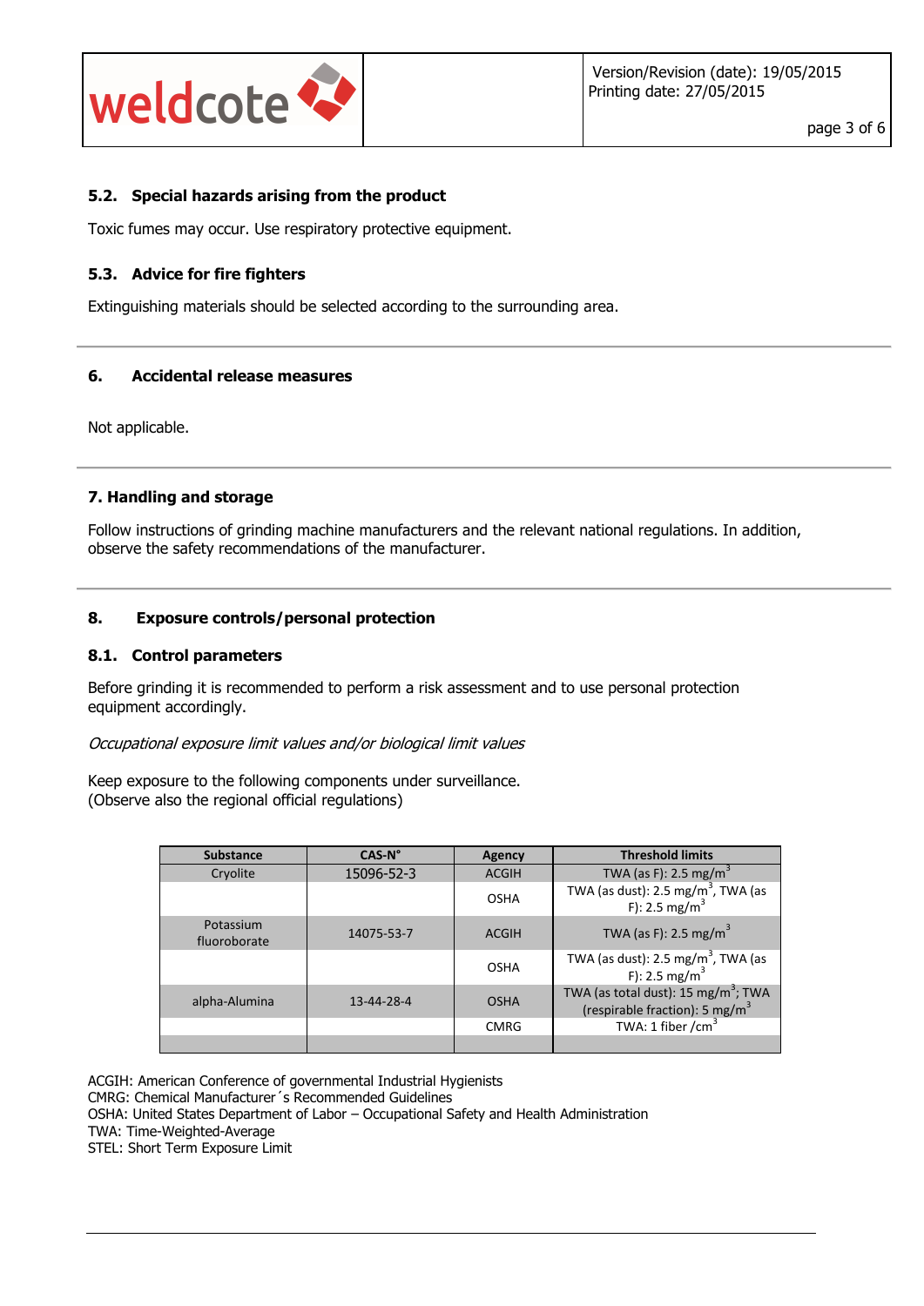### 5.2. Special hazards arising from the product

Toxic fumes may occur. Use respiratory protective equipment.

### 5.3. Advice for fire fighters

Extinguishing materials should be selected according to the surrounding area.

## 6. Accidental release measures

Not applicable.

## 7. Handling and storage

Follow instructions of grinding machine manufacturers and the relevant national regulations. In addition, observe the safety recommendations of the manufacturer.

## 8. Exposure controls/personal protection

### 8.1. Control parameters

Before grinding it is recommended to perform a risk assessment and to use personal protection equipment accordingly.

*Occupational exposure limit values and/or biological limit values*

Keep exposure to the following components under surveillance.
(Observe also the regional official regulations)

| Substance | CAS-N° | Agency | Threshold limits |
|---|---|---|---|
| Cryolite | 15096-52-3 | ACGIH | TWA (as F): 2.5 mg/m$^3$ |
| | | OSHA | TWA (as dust): 2.5 mg/m$^3$, TWA (as F): 2.5 mg/m$^3$ |
| Potassium fluoroborate | 14075-53-7 | ACGIH | TWA (as F): 2.5 mg/m$^3$ |
| | | OSHA | TWA (as dust): 2.5 mg/m$^3$, TWA (as F): 2.5 mg/m$^3$ |
| alpha-Alumina | 13-44-28-4 | OSHA | TWA (as total dust): 15 mg/m$^3$; TWA (respirable fraction): 5 mg/m$^3$ |
| | | CMRG | TWA: 1 fiber /cm$^3$ |
| | | | |

ACGIH: American Conference of governmental Industrial Hygienists
CMRG: Chemical Manufacturer´s Recommended Guidelines
OSHA: United States Department of Labor – Occupational Safety and Health Administration
TWA: Time-Weighted-Average
STEL: Short Term Exposure Limit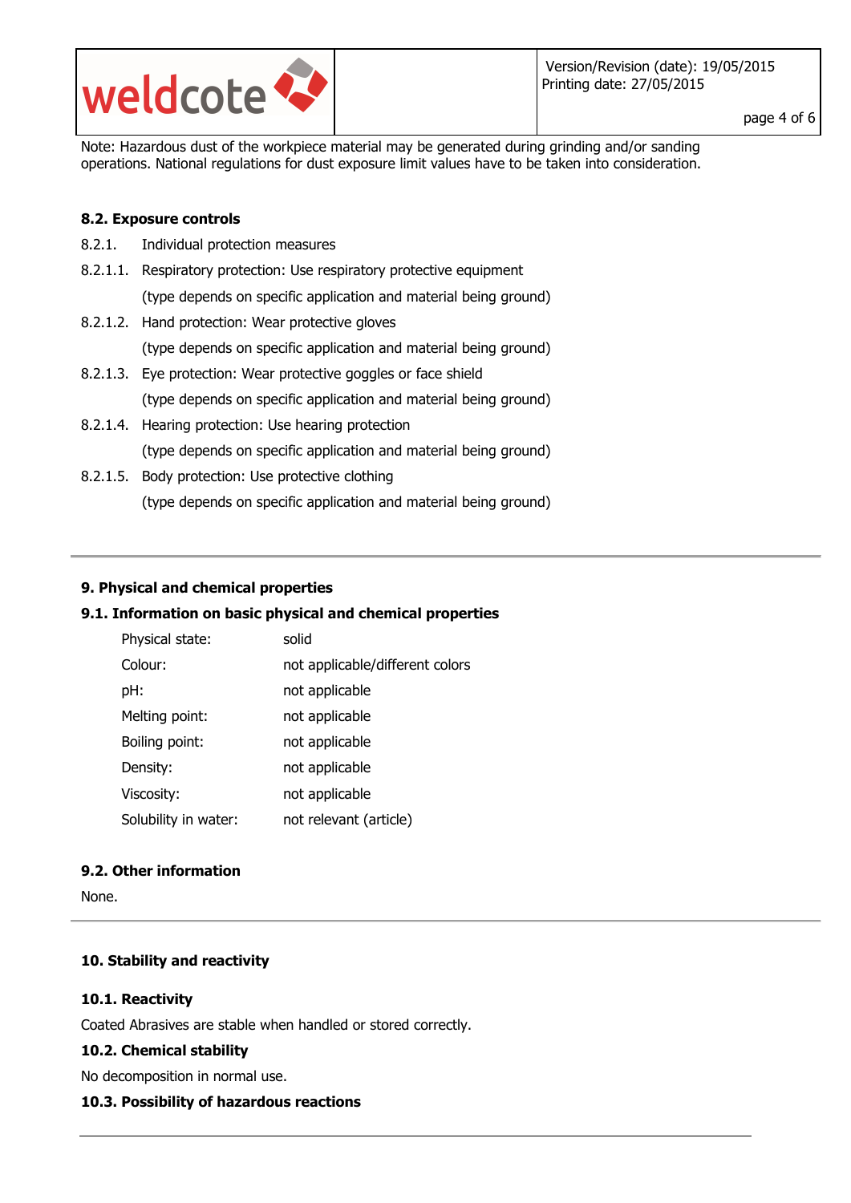Note: Hazardous dust of the workpiece material may be generated during grinding and/or sanding operations. National regulations for dust exposure limit values have to be taken into consideration.

### 8.2. Exposure controls

8.2.1. Individual protection measures

8.2.1.1. Respiratory protection: Use respiratory protective equipment (type depends on specific application and material being ground)

8.2.1.2. Hand protection: Wear protective gloves (type depends on specific application and material being ground)

8.2.1.3. Eye protection: Wear protective goggles or face shield (type depends on specific application and material being ground)

8.2.1.4. Hearing protection: Use hearing protection (type depends on specific application and material being ground)

8.2.1.5. Body protection: Use protective clothing (type depends on specific application and material being ground)

---

## 9. Physical and chemical properties

### 9.1. Information on basic physical and chemical properties

| Property | Value |
|---|---|
| Physical state: | solid |
| Colour: | not applicable/different colors |
| pH: | not applicable |
| Melting point: | not applicable |
| Boiling point: | not applicable |
| Density: | not applicable |
| Viscosity: | not applicable |
| Solubility in water: | not relevant (article) |

### 9.2. Other information

None.

---

## 10. Stability and reactivity

### 10.1. Reactivity

Coated Abrasives are stable when handled or stored correctly.

### 10.2. Chemical stability

No decomposition in normal use.

### 10.3. Possibility of hazardous reactions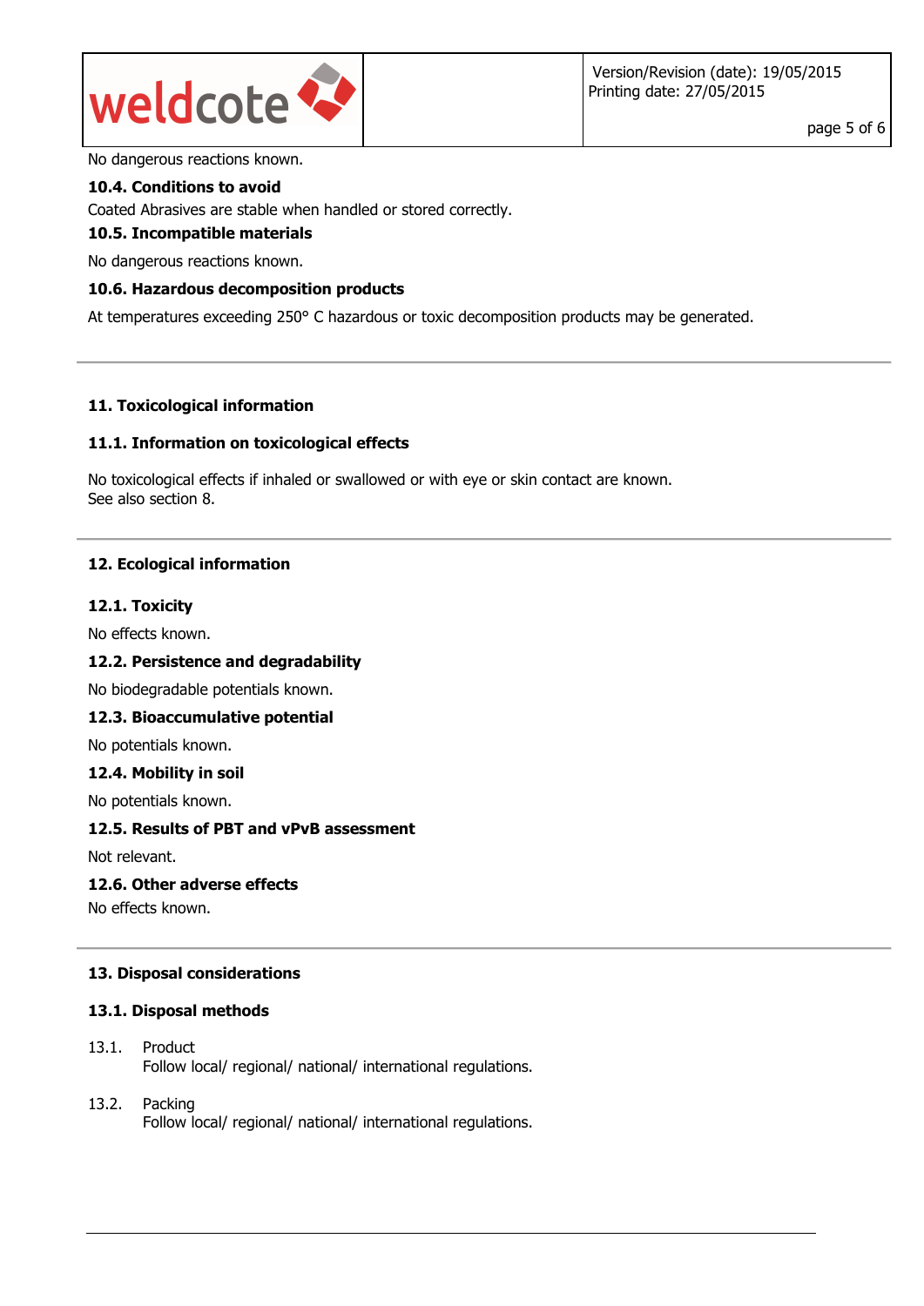No dangerous reactions known.

### 10.4. Conditions to avoid

Coated Abrasives are stable when handled or stored correctly.

### 10.5. Incompatible materials

No dangerous reactions known.

### 10.6. Hazardous decomposition products

At temperatures exceeding 250° C hazardous or toxic decomposition products may be generated.

---

## 11. Toxicological information

### 11.1. Information on toxicological effects

No toxicological effects if inhaled or swallowed or with eye or skin contact are known.
See also section 8.

---

## 12. Ecological information

### 12.1. Toxicity

No effects known.

### 12.2. Persistence and degradability

No biodegradable potentials known.

### 12.3. Bioaccumulative potential

No potentials known.

### 12.4. Mobility in soil

No potentials known.

### 12.5. Results of PBT and vPvB assessment

Not relevant.

### 12.6. Other adverse effects

No effects known.

---

## 13. Disposal considerations

### 13.1. Disposal methods

13.1. Product
Follow local/ regional/ national/ international regulations.

13.2. Packing
Follow local/ regional/ national/ international regulations.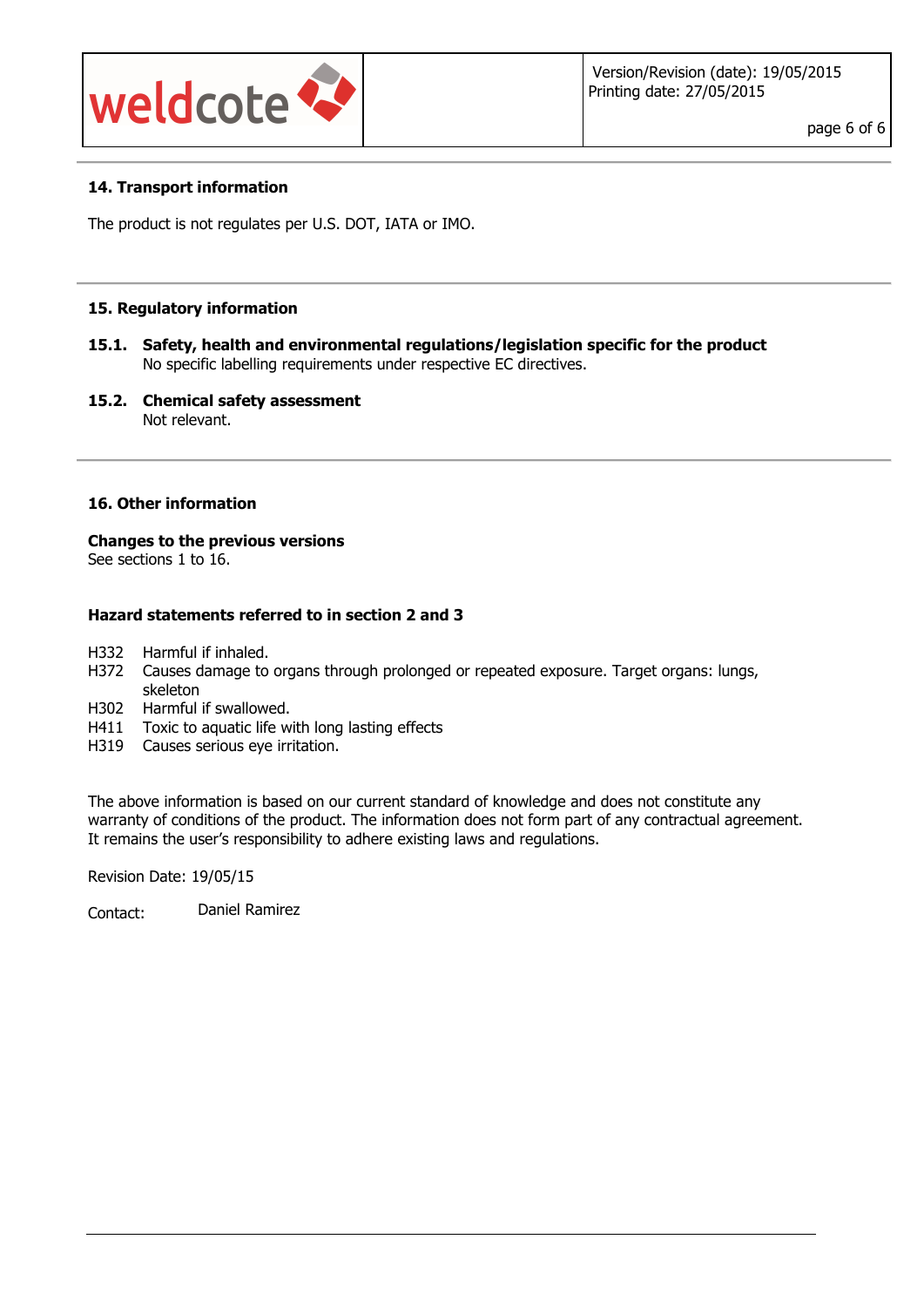## 14. Transport information

The product is not regulates per U.S. DOT, IATA or IMO.

## 15. Regulatory information

**15.1. Safety, health and environmental regulations/legislation specific for the product**
No specific labelling requirements under respective EC directives.

**15.2. Chemical safety assessment**
Not relevant.

## 16. Other information

**Changes to the previous versions**
See sections 1 to 16.

**Hazard statements referred to in section 2 and 3**

H332 Harmful if inhaled.
H372 Causes damage to organs through prolonged or repeated exposure. Target organs: lungs, skeleton
H302 Harmful if swallowed.
H411 Toxic to aquatic life with long lasting effects
H319 Causes serious eye irritation.

The above information is based on our current standard of knowledge and does not constitute any warranty of conditions of the product. The information does not form part of any contractual agreement. It remains the user's responsibility to adhere existing laws and regulations.

Revision Date: 19/05/15

Contact: Daniel Ramirez